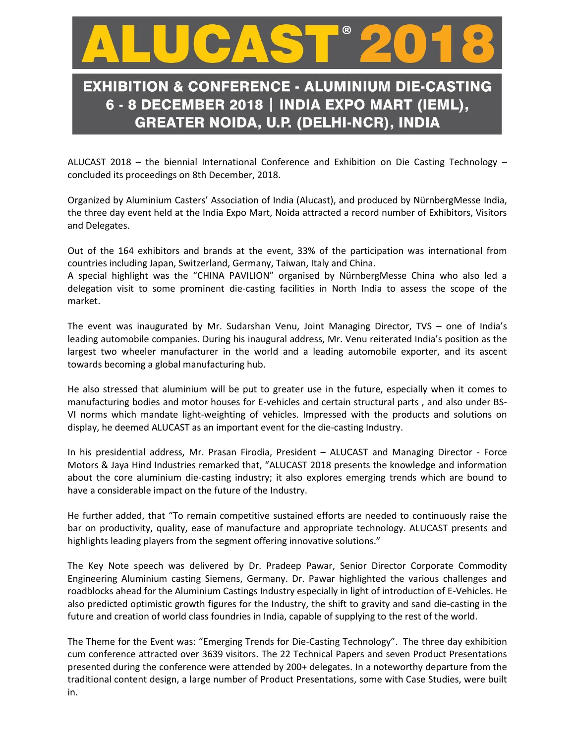# ALUCAST® 2018

## EXHIBITION & CONFERENCE - ALUMINIUM DIE-CASTING
## 6 - 8 DECEMBER 2018 | INDIA EXPO MART (IEML), GREATER NOIDA, U.P. (DELHI-NCR), INDIA

ALUCAST 2018 – the biennial International Conference and Exhibition on Die Casting Technology – concluded its proceedings on 8th December, 2018.

Organized by Aluminium Casters' Association of India (Alucast), and produced by NürnbergMesse India, the three day event held at the India Expo Mart, Noida attracted a record number of Exhibitors, Visitors and Delegates.

Out of the 164 exhibitors and brands at the event, 33% of the participation was international from countries including Japan, Switzerland, Germany, Taiwan, Italy and China.
A special highlight was the "CHINA PAVILION" organised by NürnbergMesse China who also led a delegation visit to some prominent die-casting facilities in North India to assess the scope of the market.

The event was inaugurated by Mr. Sudarshan Venu, Joint Managing Director, TVS – one of India's leading automobile companies. During his inaugural address, Mr. Venu reiterated India's position as the largest two wheeler manufacturer in the world and a leading automobile exporter, and its ascent towards becoming a global manufacturing hub.

He also stressed that aluminium will be put to greater use in the future, especially when it comes to manufacturing bodies and motor houses for E-vehicles and certain structural parts , and also under BS-VI norms which mandate light-weighting of vehicles. Impressed with the products and solutions on display, he deemed ALUCAST as an important event for the die-casting Industry.

In his presidential address, Mr. Prasan Firodia, President – ALUCAST and Managing Director - Force Motors & Jaya Hind Industries remarked that, "ALUCAST 2018 presents the knowledge and information about the core aluminium die-casting industry; it also explores emerging trends which are bound to have a considerable impact on the future of the Industry.

He further added, that "To remain competitive sustained efforts are needed to continuously raise the bar on productivity, quality, ease of manufacture and appropriate technology. ALUCAST presents and highlights leading players from the segment offering innovative solutions."

The Key Note speech was delivered by Dr. Pradeep Pawar, Senior Director Corporate Commodity Engineering Aluminium casting Siemens, Germany. Dr. Pawar highlighted the various challenges and roadblocks ahead for the Aluminium Castings Industry especially in light of introduction of E-Vehicles. He also predicted optimistic growth figures for the Industry, the shift to gravity and sand die-casting in the future and creation of world class foundries in India, capable of supplying to the rest of the world.

The Theme for the Event was: "Emerging Trends for Die-Casting Technology". The three day exhibition cum conference attracted over 3639 visitors. The 22 Technical Papers and seven Product Presentations presented during the conference were attended by 200+ delegates. In a noteworthy departure from the traditional content design, a large number of Product Presentations, some with Case Studies, were built in.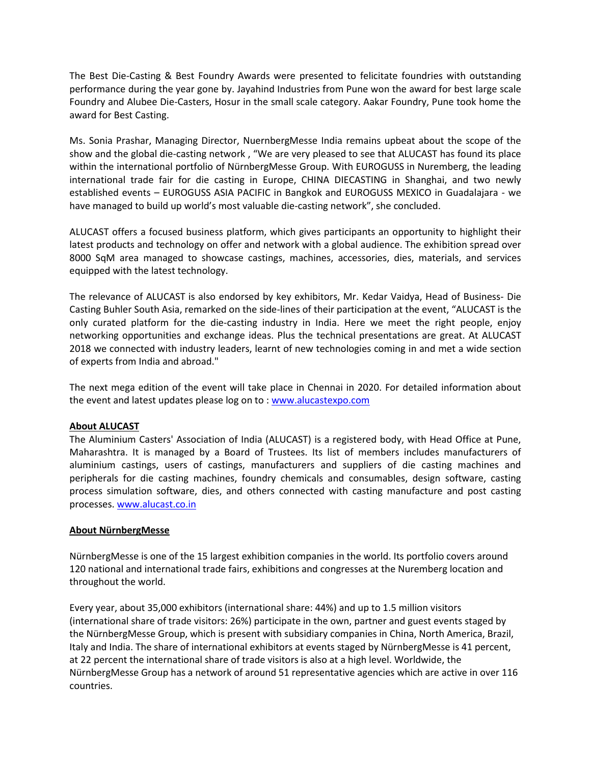The Best Die-Casting & Best Foundry Awards were presented to felicitate foundries with outstanding performance during the year gone by. Jayahind Industries from Pune won the award for best large scale Foundry and Alubee Die-Casters, Hosur in the small scale category. Aakar Foundry, Pune took home the award for Best Casting.

Ms. Sonia Prashar, Managing Director, NuernbergMesse India remains upbeat about the scope of the show and the global die-casting network , "We are very pleased to see that ALUCAST has found its place within the international portfolio of NürnbergMesse Group. With EUROGUSS in Nuremberg, the leading international trade fair for die casting in Europe, CHINA DIECASTING in Shanghai, and two newly established events – EUROGUSS ASIA PACIFIC in Bangkok and EUROGUSS MEXICO in Guadalajara - we have managed to build up world's most valuable die-casting network", she concluded.

ALUCAST offers a focused business platform, which gives participants an opportunity to highlight their latest products and technology on offer and network with a global audience. The exhibition spread over 8000 SqM area managed to showcase castings, machines, accessories, dies, materials, and services equipped with the latest technology.

The relevance of ALUCAST is also endorsed by key exhibitors, Mr. Kedar Vaidya, Head of Business- Die Casting Buhler South Asia, remarked on the side-lines of their participation at the event, "ALUCAST is the only curated platform for the die-casting industry in India. Here we meet the right people, enjoy networking opportunities and exchange ideas. Plus the technical presentations are great. At ALUCAST 2018 we connected with industry leaders, learnt of new technologies coming in and met a wide section of experts from India and abroad."

The next mega edition of the event will take place in Chennai in 2020. For detailed information about the event and latest updates please log on to : www.alucastexpo.com

**About ALUCAST**

The Aluminium Casters' Association of India (ALUCAST) is a registered body, with Head Office at Pune, Maharashtra. It is managed by a Board of Trustees. Its list of members includes manufacturers of aluminium castings, users of castings, manufacturers and suppliers of die casting machines and peripherals for die casting machines, foundry chemicals and consumables, design software, casting process simulation software, dies, and others connected with casting manufacture and post casting processes. www.alucast.co.in

**About NürnbergMesse**

NürnbergMesse is one of the 15 largest exhibition companies in the world. Its portfolio covers around 120 national and international trade fairs, exhibitions and congresses at the Nuremberg location and throughout the world.

Every year, about 35,000 exhibitors (international share: 44%) and up to 1.5 million visitors (international share of trade visitors: 26%) participate in the own, partner and guest events staged by the NürnbergMesse Group, which is present with subsidiary companies in China, North America, Brazil, Italy and India. The share of international exhibitors at events staged by NürnbergMesse is 41 percent, at 22 percent the international share of trade visitors is also at a high level. Worldwide, the NürnbergMesse Group has a network of around 51 representative agencies which are active in over 116 countries.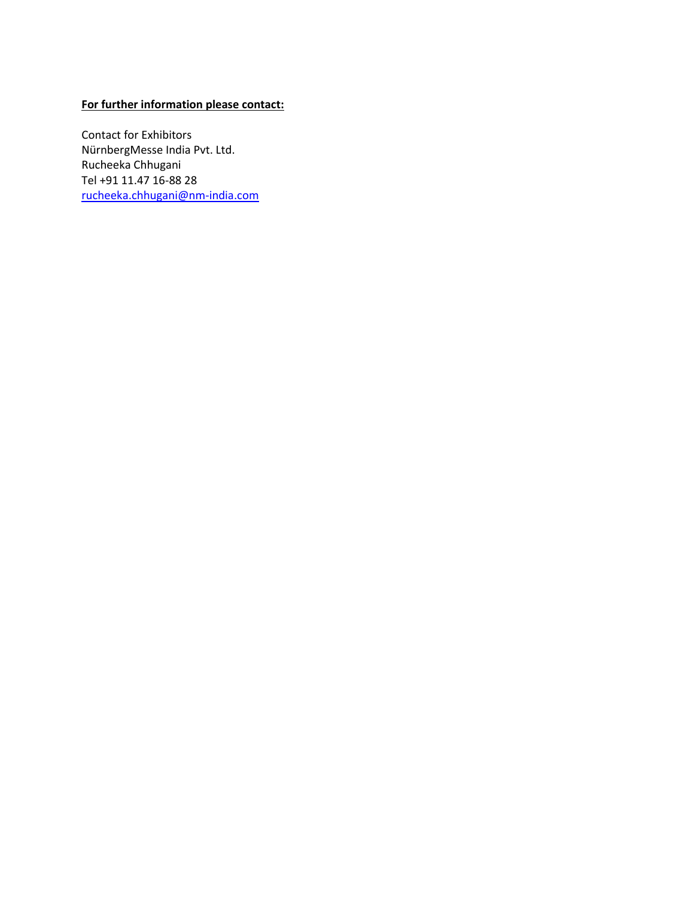**For further information please contact:**

Contact for Exhibitors
NürnbergMesse India Pvt. Ltd.
Rucheeka Chhugani
Tel +91 11.47 16-88 28
rucheeka.chhugani@nm-india.com